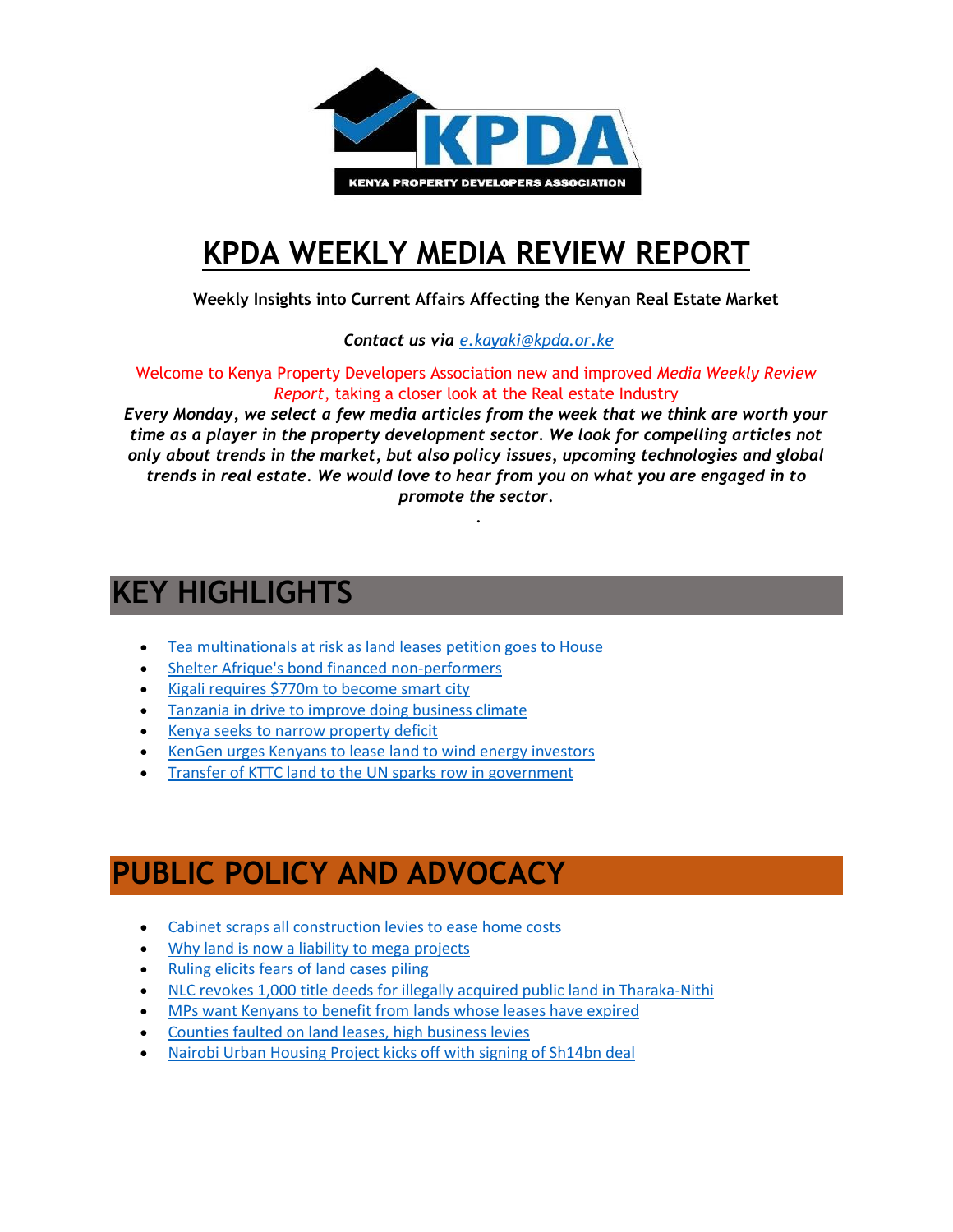# KPDA WEEKLY MEDIA REVIEW REPORT

**Weekly Insights into Current Affairs Affecting the Kenyan Real Estate Market**

***Contact us via** [e.kayaki@kpda.or.ke](mailto:e.kayaki@kpda.or.ke)*

Welcome to Kenya Property Developers Association new and improved *Media Weekly Review Report*, taking a closer look at the Real estate Industry

***Every Monday, we select a few media articles from the week that we think are worth your time as a player in the property development sector. We look for compelling articles not only about trends in the market, but also policy issues, upcoming technologies and global trends in real estate. We would love to hear from you on what you are engaged in to promote the sector.***

.

## KEY HIGHLIGHTS

- Tea multinationals at risk as land leases petition goes to House
- Shelter Afrique's bond financed non-performers
- Kigali requires $770m to become smart city
- Tanzania in drive to improve doing business climate
- Kenya seeks to narrow property deficit
- KenGen urges Kenyans to lease land to wind energy investors
- Transfer of KTTC land to the UN sparks row in government

## PUBLIC POLICY AND ADVOCACY

- Cabinet scraps all construction levies to ease home costs
- Why land is now a liability to mega projects
- Ruling elicits fears of land cases piling
- NLC revokes 1,000 title deeds for illegally acquired public land in Tharaka-Nithi
- MPs want Kenyans to benefit from lands whose leases have expired
- Counties faulted on land leases, high business levies
- Nairobi Urban Housing Project kicks off with signing of Sh14bn deal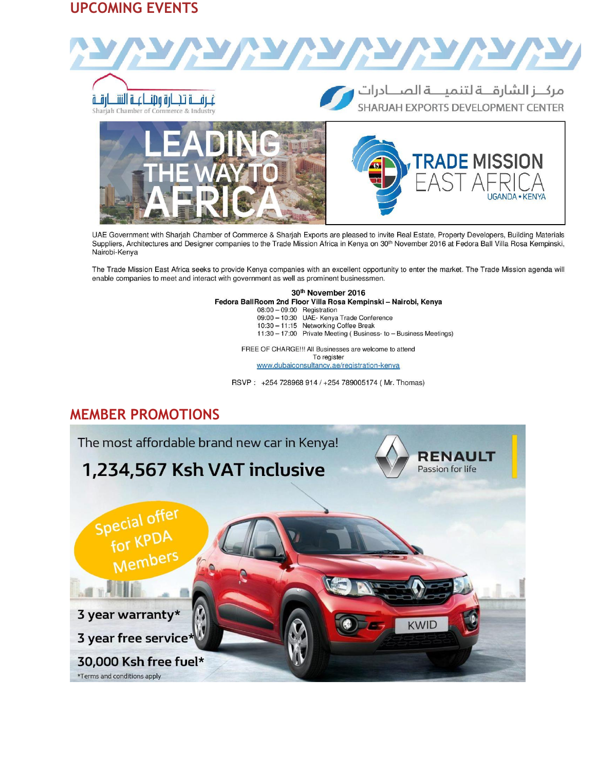## UPCOMING EVENTS

غرفة تجارة وصناعة الشارقة
Sharjah Chamber of Commerce & Industry

مركز الشارقة لتنمية الصادرات
SHARJAH EXPORTS DEVELOPMENT CENTER

LEADING THE WAY TO AFRICA

TRADE MISSION EAST AFRICA
UGANDA • KENYA

UAE Government with Sharjah Chamber of Commerce & Sharjah Exports are pleased to invite Real Estate, Property Developers, Building Materials Suppliers, Architectures and Designer companies to the Trade Mission Africa in Kenya on 30th November 2016 at Fedora Ball Villa Rosa Kempinski, Nairobi-Kenya

The Trade Mission East Africa seeks to provide Kenya companies with an excellent opportunity to enter the market. The Trade Mission agenda will enable companies to meet and interact with government as well as prominent businessmen.

**30th November 2016**
**Fedora BallRoom 2nd Floor Villa Rosa Kempinski – Nairobi, Kenya**

08:00 – 09:00 Registration
09:00 – 10:30 UAE- Kenya Trade Conference
10:30 – 11:15 Networking Coffee Break
11:30 – 17:00 Private Meeting ( Business- to – Business Meetings)

FREE OF CHARGE!!! All Businesses are welcome to attend
To register
www.dubaiconsultancy.ae/registration-kenya

RSVP : +254 728968 914 / +254 789005174 ( Mr. Thomas)

## MEMBER PROMOTIONS

The most affordable brand new car in Kenya!

**1,234,567 Ksh VAT inclusive**

RENAULT
Passion for life

Special offer for KPDA Members

3 year warranty*

3 year free service*

30,000 Ksh free fuel*

*Terms and conditions apply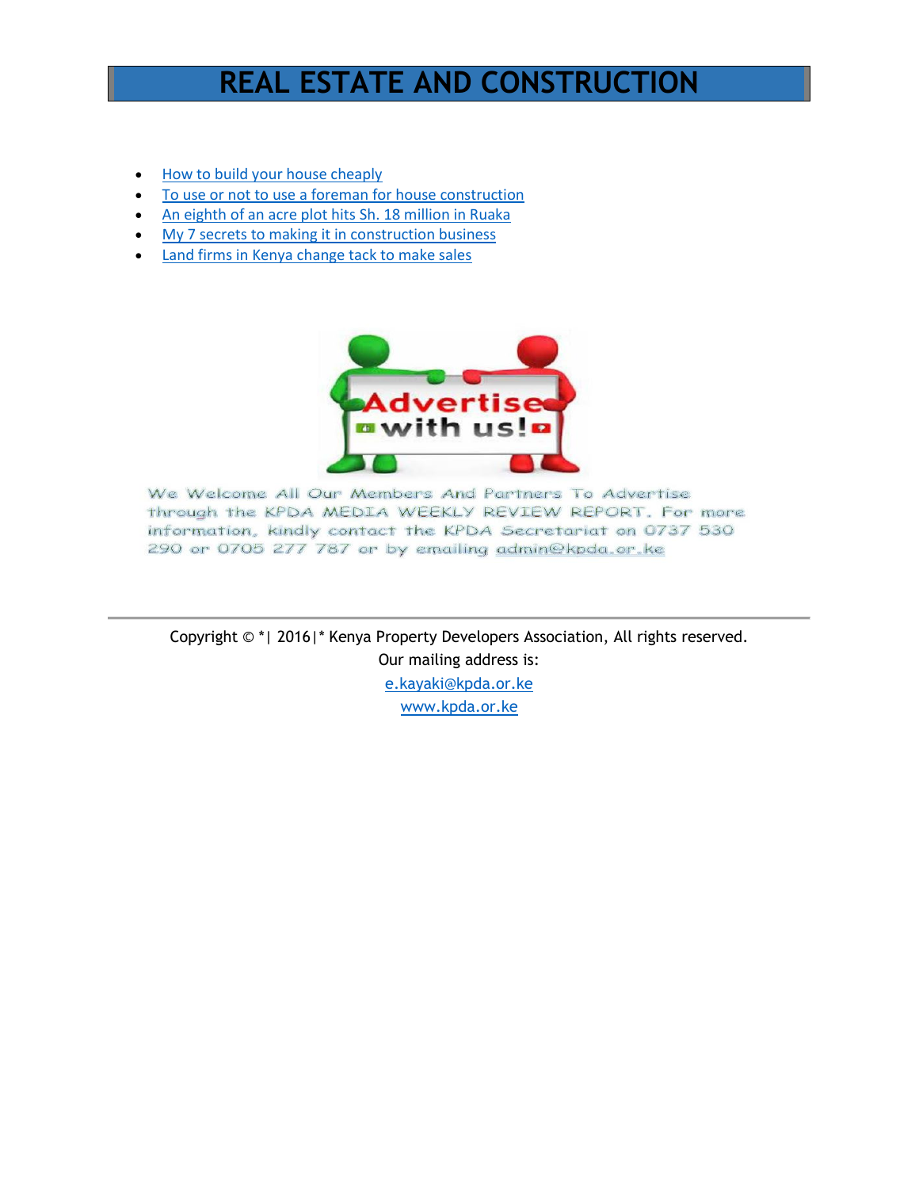# REAL ESTATE AND CONSTRUCTION

- How to build your house cheaply
- To use or not to use a foreman for house construction
- An eighth of an acre plot hits Sh. 18 million in Ruaka
- My 7 secrets to making it in construction business
- Land firms in Kenya change tack to make sales

We Welcome All Our Members And Partners To Advertise through the KPDA MEDIA WEEKLY REVIEW REPORT. For more information, kindly contact the KPDA Secretariat on 0737 530 290 or 0705 277 787 or by emailing admin@kpda.or.ke

---

Copyright © *| 2016|* Kenya Property Developers Association, All rights reserved.

Our mailing address is:

e.kayaki@kpda.or.ke

www.kpda.or.ke